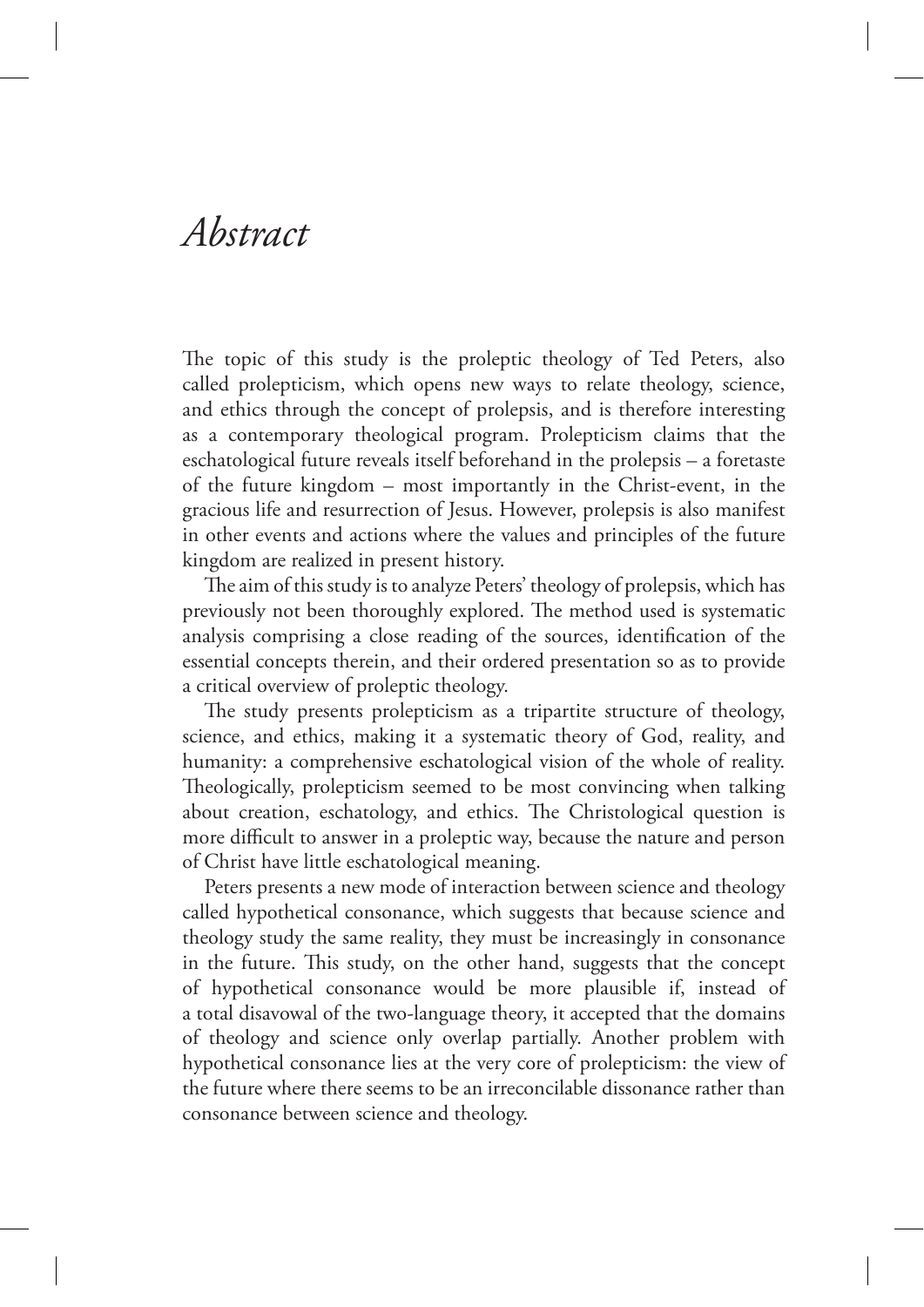# *Abstract*

The topic of this study is the proleptic theology of Ted Peters, also called prolepticism, which opens new ways to relate theology, science, and ethics through the concept of prolepsis, and is therefore interesting as a contemporary theological program. Prolepticism claims that the eschatological future reveals itself beforehand in the prolepsis – a foretaste of the future kingdom – most importantly in the Christ-event, in the gracious life and resurrection of Jesus. However, prolepsis is also manifest in other events and actions where the values and principles of the future kingdom are realized in present history.

The aim of this study is to analyze Peters' theology of prolepsis, which has previously not been thoroughly explored. The method used is systematic analysis comprising a close reading of the sources, identification of the essential concepts therein, and their ordered presentation so as to provide a critical overview of proleptic theology.

The study presents prolepticism as a tripartite structure of theology, science, and ethics, making it a systematic theory of God, reality, and humanity: a comprehensive eschatological vision of the whole of reality. Theologically, prolepticism seemed to be most convincing when talking about creation, eschatology, and ethics. The Christological question is more difficult to answer in a proleptic way, because the nature and person of Christ have little eschatological meaning.

Peters presents a new mode of interaction between science and theology called hypothetical consonance, which suggests that because science and theology study the same reality, they must be increasingly in consonance in the future. This study, on the other hand, suggests that the concept of hypothetical consonance would be more plausible if, instead of a total disavowal of the two-language theory, it accepted that the domains of theology and science only overlap partially. Another problem with hypothetical consonance lies at the very core of prolepticism: the view of the future where there seems to be an irreconcilable dissonance rather than consonance between science and theology.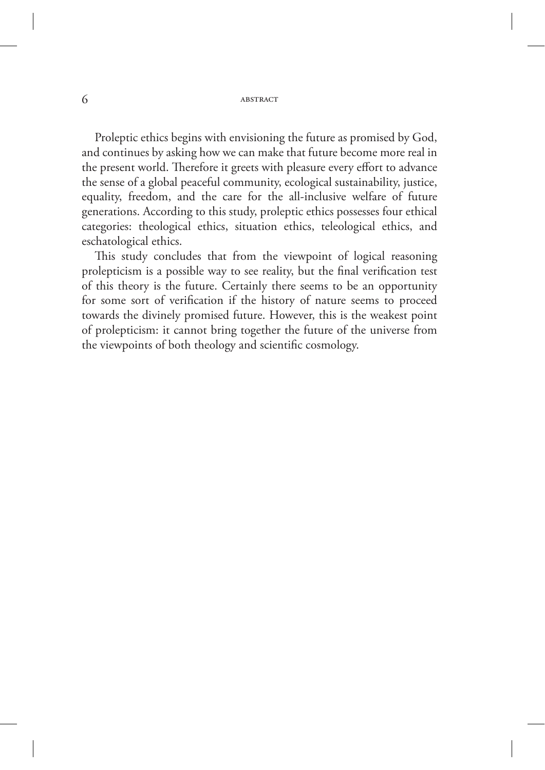Proleptic ethics begins with envisioning the future as promised by God, and continues by asking how we can make that future become more real in the present world. Therefore it greets with pleasure every effort to advance the sense of a global peaceful community, ecological sustainability, justice, equality, freedom, and the care for the all-inclusive welfare of future generations. According to this study, proleptic ethics possesses four ethical categories: theological ethics, situation ethics, teleological ethics, and eschatological ethics.

This study concludes that from the viewpoint of logical reasoning prolepticism is a possible way to see reality, but the final verification test of this theory is the future. Certainly there seems to be an opportunity for some sort of verification if the history of nature seems to proceed towards the divinely promised future. However, this is the weakest point of prolepticism: it cannot bring together the future of the universe from the viewpoints of both theology and scientific cosmology.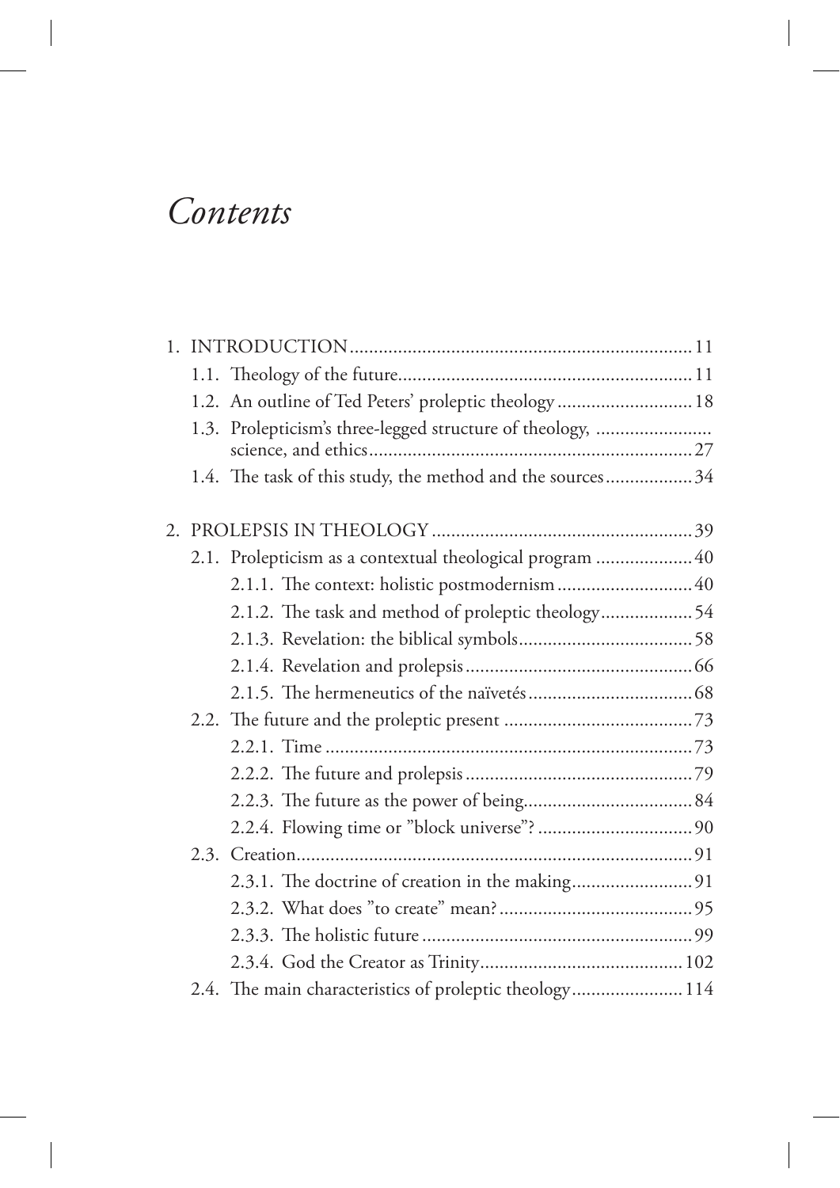# *Contents*

1. INTRODUCTION ... 11
   - 1.1. Theology of the future ... 11
   - 1.2. An outline of Ted Peters' proleptic theology ... 18
   - 1.3. Prolepticism's three-legged structure of theology, science, and ethics ... 27
   - 1.4. The task of this study, the method and the sources ... 34

2. PROLEPSIS IN THEOLOGY ... 39
   - 2.1. Prolepticism as a contextual theological program ... 40
     - 2.1.1. The context: holistic postmodernism ... 40
     - 2.1.2. The task and method of proleptic theology ... 54
     - 2.1.3. Revelation: the biblical symbols ... 58
     - 2.1.4. Revelation and prolepsis ... 66
     - 2.1.5. The hermeneutics of the naïvetés ... 68
   - 2.2. The future and the proleptic present ... 73
     - 2.2.1. Time ... 73
     - 2.2.2. The future and prolepsis ... 79
     - 2.2.3. The future as the power of being ... 84
     - 2.2.4. Flowing time or "block universe"? ... 90
   - 2.3. Creation ... 91
     - 2.3.1. The doctrine of creation in the making ... 91
     - 2.3.2. What does "to create" mean? ... 95
     - 2.3.3. The holistic future ... 99
     - 2.3.4. God the Creator as Trinity ... 102
   - 2.4. The main characteristics of proleptic theology ... 114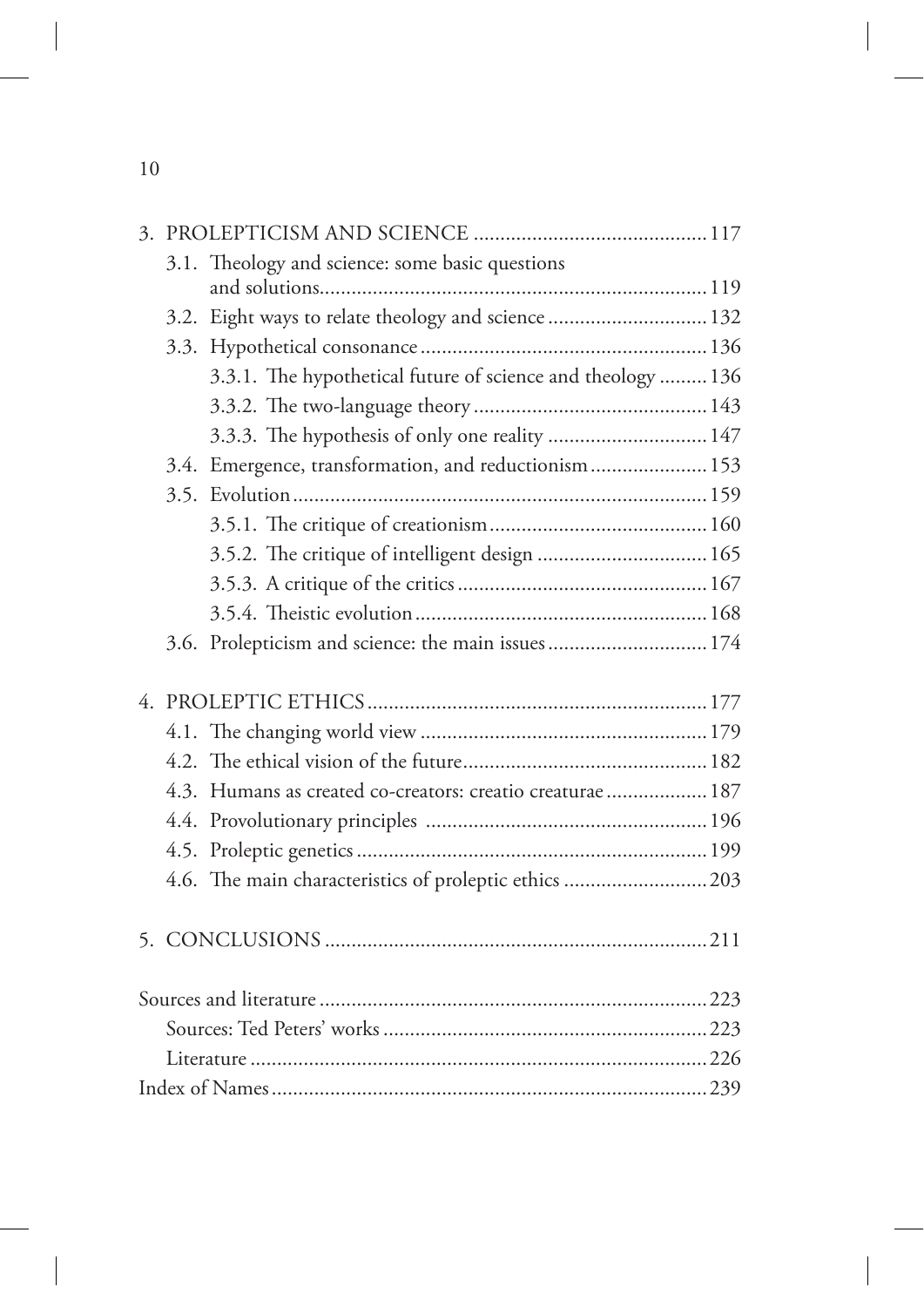3. PROLEPTICISM AND SCIENCE ............................................ 117
   - 3.1. Theology and science: some basic questions and solutions ............................................ 119
   - 3.2. Eight ways to relate theology and science ............................................ 132
   - 3.3. Hypothetical consonance ............................................ 136
     - 3.3.1. The hypothetical future of science and theology ............................................ 136
     - 3.3.2. The two-language theory ............................................ 143
     - 3.3.3. The hypothesis of only one reality ............................................ 147
   - 3.4. Emergence, transformation, and reductionism ............................................ 153
   - 3.5. Evolution ............................................ 159
     - 3.5.1. The critique of creationism ............................................ 160
     - 3.5.2. The critique of intelligent design ............................................ 165
     - 3.5.3. A critique of the critics ............................................ 167
     - 3.5.4. Theistic evolution ............................................ 168
   - 3.6. Prolepticism and science: the main issues ............................................ 174

4. PROLEPTIC ETHICS ............................................ 177
   - 4.1. The changing world view ............................................ 179
   - 4.2. The ethical vision of the future ............................................ 182
   - 4.3. Humans as created co-creators: creatio creaturae ............................................ 187
   - 4.4. Provolutionary principles ............................................ 196
   - 4.5. Proleptic genetics ............................................ 199
   - 4.6. The main characteristics of proleptic ethics ............................................ 203

5. CONCLUSIONS ............................................ 211

Sources and literature ............................................ 223
- Sources: Ted Peters' works ............................................ 223
- Literature ............................................ 226

Index of Names ............................................ 239